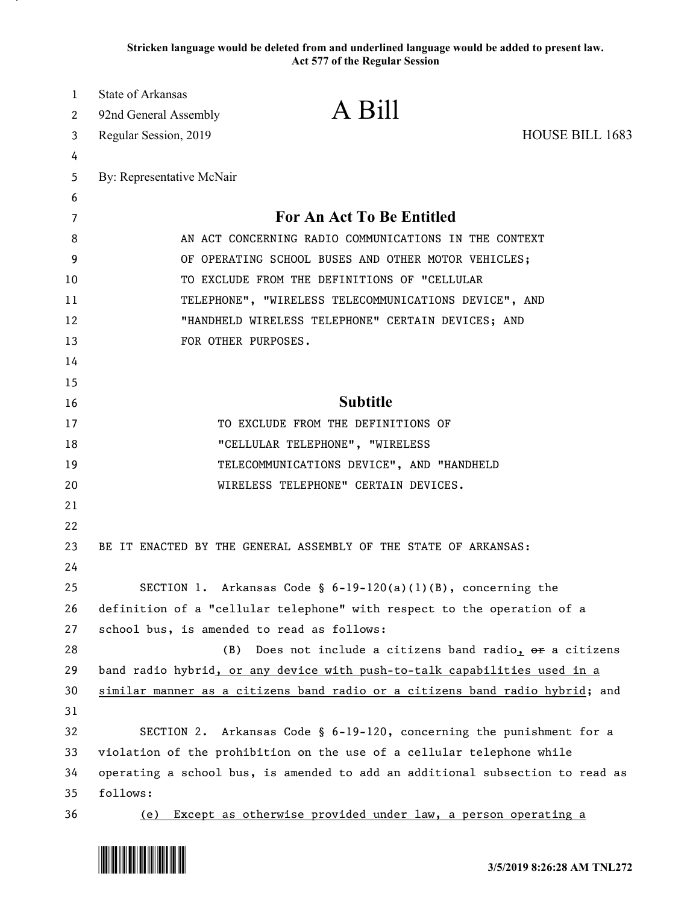Stricken language would be deleted from and underlined language would be added to present law.
Act 577 of the Regular Session

State of Arkansas
92nd General Assembly
Regular Session, 2019

# A Bill

HOUSE BILL 1683

By: Representative McNair

## For An Act To Be Entitled

AN ACT CONCERNING RADIO COMMUNICATIONS IN THE CONTEXT OF OPERATING SCHOOL BUSES AND OTHER MOTOR VEHICLES; TO EXCLUDE FROM THE DEFINITIONS OF "CELLULAR TELEPHONE", "WIRELESS TELECOMMUNICATIONS DEVICE", AND "HANDHELD WIRELESS TELEPHONE" CERTAIN DEVICES; AND FOR OTHER PURPOSES.

## Subtitle

TO EXCLUDE FROM THE DEFINITIONS OF "CELLULAR TELEPHONE", "WIRELESS TELECOMMUNICATIONS DEVICE", AND "HANDHELD WIRELESS TELEPHONE" CERTAIN DEVICES.

BE IT ENACTED BY THE GENERAL ASSEMBLY OF THE STATE OF ARKANSAS:

SECTION 1. Arkansas Code § 6-19-120(a)(1)(B), concerning the definition of a "cellular telephone" with respect to the operation of a school bus, is amended to read as follows:

(B) Does not include a citizens band radio<u>,</u> ~~or~~ a citizens band radio hybrid<u>, or any device with push-to-talk capabilities used in a similar manner as a citizens band radio or a citizens band radio hybrid</u>; and

SECTION 2. Arkansas Code § 6-19-120, concerning the punishment for a violation of the prohibition on the use of a cellular telephone while operating a school bus, is amended to add an additional subsection to read as follows:

<u>(e) Except as otherwise provided under law, a person operating a</u>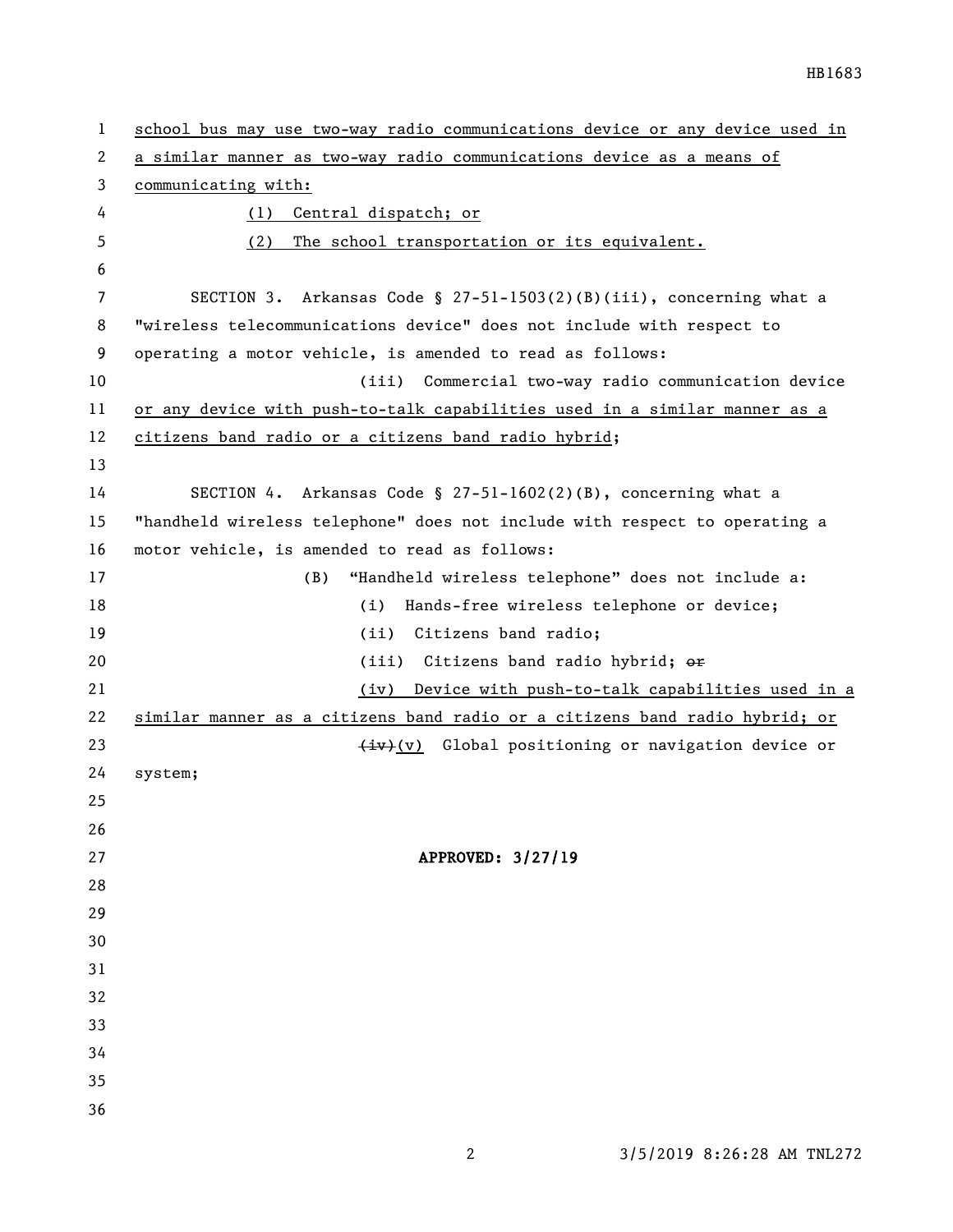school bus may use two-way radio communications device or any device used in a similar manner as two-way radio communications device as a means of communicating with:

(1) Central dispatch; or

(2) The school transportation or its equivalent.

SECTION 3. Arkansas Code § 27-51-1503(2)(B)(iii), concerning what a "wireless telecommunications device" does not include with respect to operating a motor vehicle, is amended to read as follows:

(iii) Commercial two-way radio communication device or any device with push-to-talk capabilities used in a similar manner as a citizens band radio or a citizens band radio hybrid;

SECTION 4. Arkansas Code § 27-51-1602(2)(B), concerning what a "handheld wireless telephone" does not include with respect to operating a motor vehicle, is amended to read as follows:

(B) "Handheld wireless telephone" does not include a:

(i) Hands-free wireless telephone or device;

(ii) Citizens band radio;

(iii) Citizens band radio hybrid; ~~or~~

(iv) Device with push-to-talk capabilities used in a similar manner as a citizens band radio or a citizens band radio hybrid; or

~~(iv)~~(v) Global positioning or navigation device or system;

**APPROVED: 3/27/19**